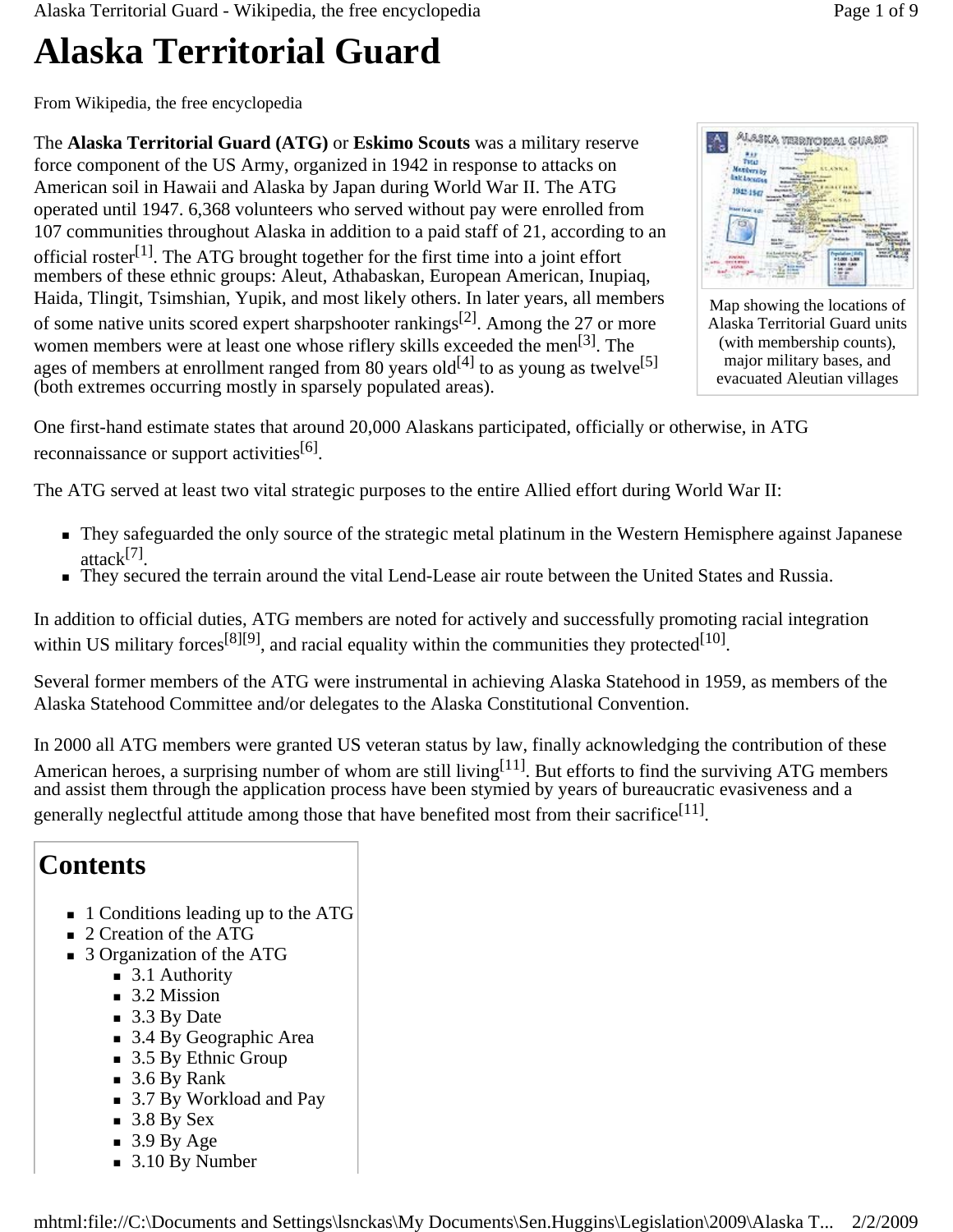# Alaska Territorial Guard

From Wikipedia, the free encyclopedia

The **Alaska Territorial Guard (ATG)** or **Eskimo Scouts** was a military reserve force component of the US Army, organized in 1942 in response to attacks on American soil in Hawaii and Alaska by Japan during World War II. The ATG operated until 1947. 6,368 volunteers who served without pay were enrolled from 107 communities throughout Alaska in addition to a paid staff of 21, according to an official roster[1]. The ATG brought together for the first time into a joint effort members of these ethnic groups: Aleut, Athabaskan, European American, Inupiaq, Haida, Tlingit, Tsimshian, Yupik, and most likely others. In later years, all members of some native units scored expert sharpshooter rankings[2]. Among the 27 or more women members were at least one whose riflery skills exceeded the men[3]. The ages of members at enrollment ranged from 80 years old[4] to as young as twelve[5] (both extremes occurring mostly in sparsely populated areas).

Map showing the locations of Alaska Territorial Guard units (with membership counts), major military bases, and evacuated Aleutian villages

One first-hand estimate states that around 20,000 Alaskans participated, officially or otherwise, in ATG reconnaissance or support activities[6].

The ATG served at least two vital strategic purposes to the entire Allied effort during World War II:

- They safeguarded the only source of the strategic metal platinum in the Western Hemisphere against Japanese attack[7].
- They secured the terrain around the vital Lend-Lease air route between the United States and Russia.

In addition to official duties, ATG members are noted for actively and successfully promoting racial integration within US military forces[8][9], and racial equality within the communities they protected[10].

Several former members of the ATG were instrumental in achieving Alaska Statehood in 1959, as members of the Alaska Statehood Committee and/or delegates to the Alaska Constitutional Convention.

In 2000 all ATG members were granted US veteran status by law, finally acknowledging the contribution of these American heroes, a surprising number of whom are still living[11]. But efforts to find the surviving ATG members and assist them through the application process have been stymied by years of bureaucratic evasiveness and a generally neglectful attitude among those that have benefited most from their sacrifice[11].

## Contents

- 1 Conditions leading up to the ATG
- 2 Creation of the ATG
- 3 Organization of the ATG
  - 3.1 Authority
  - 3.2 Mission
  - 3.3 By Date
  - 3.4 By Geographic Area
  - 3.5 By Ethnic Group
  - 3.6 By Rank
  - 3.7 By Workload and Pay
  - 3.8 By Sex
  - 3.9 By Age
  - 3.10 By Number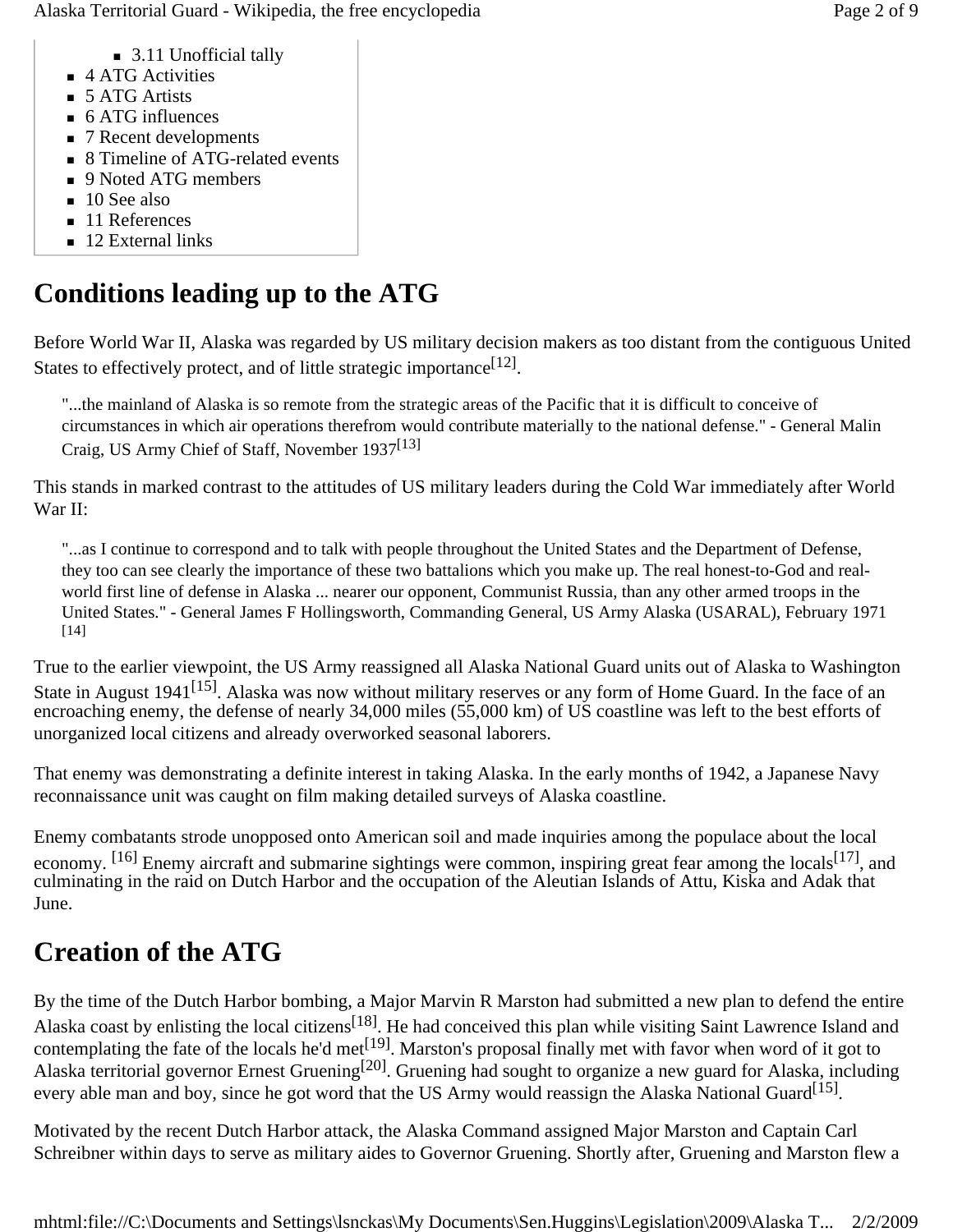- 3.11 Unofficial tally
- 4 ATG Activities
- 5 ATG Artists
- 6 ATG influences
- 7 Recent developments
- 8 Timeline of ATG-related events
- 9 Noted ATG members
- 10 See also
- 11 References
- 12 External links

# Conditions leading up to the ATG

Before World War II, Alaska was regarded by US military decision makers as too distant from the contiguous United States to effectively protect, and of little strategic importance[12].

> "...the mainland of Alaska is so remote from the strategic areas of the Pacific that it is difficult to conceive of circumstances in which air operations therefrom would contribute materially to the national defense." - General Malin Craig, US Army Chief of Staff, November 1937[13]

This stands in marked contrast to the attitudes of US military leaders during the Cold War immediately after World War II:

> "...as I continue to correspond and to talk with people throughout the United States and the Department of Defense, they too can see clearly the importance of these two battalions which you make up. The real honest-to-God and real-world first line of defense in Alaska ... nearer our opponent, Communist Russia, than any other armed troops in the United States." - General James F Hollingsworth, Commanding General, US Army Alaska (USARAL), February 1971 [14]

True to the earlier viewpoint, the US Army reassigned all Alaska National Guard units out of Alaska to Washington State in August 1941[15]. Alaska was now without military reserves or any form of Home Guard. In the face of an encroaching enemy, the defense of nearly 34,000 miles (55,000 km) of US coastline was left to the best efforts of unorganized local citizens and already overworked seasonal laborers.

That enemy was demonstrating a definite interest in taking Alaska. In the early months of 1942, a Japanese Navy reconnaissance unit was caught on film making detailed surveys of Alaska coastline.

Enemy combatants strode unopposed onto American soil and made inquiries among the populace about the local economy. [16] Enemy aircraft and submarine sightings were common, inspiring great fear among the locals[17], and culminating in the raid on Dutch Harbor and the occupation of the Aleutian Islands of Attu, Kiska and Adak that June.

# Creation of the ATG

By the time of the Dutch Harbor bombing, a Major Marvin R Marston had submitted a new plan to defend the entire Alaska coast by enlisting the local citizens[18]. He had conceived this plan while visiting Saint Lawrence Island and contemplating the fate of the locals he'd met[19]. Marston's proposal finally met with favor when word of it got to Alaska territorial governor Ernest Gruening[20]. Gruening had sought to organize a new guard for Alaska, including every able man and boy, since he got word that the US Army would reassign the Alaska National Guard[15].

Motivated by the recent Dutch Harbor attack, the Alaska Command assigned Major Marston and Captain Carl Schreibner within days to serve as military aides to Governor Gruening. Shortly after, Gruening and Marston flew a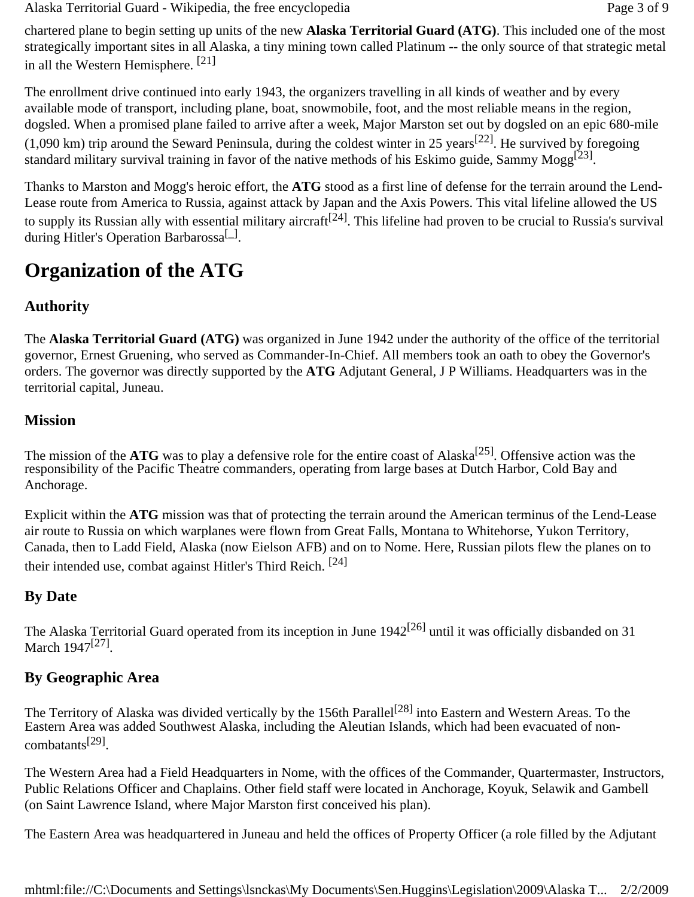chartered plane to begin setting up units of the new **Alaska Territorial Guard (ATG)**. This included one of the most strategically important sites in all Alaska, a tiny mining town called Platinum -- the only source of that strategic metal in all the Western Hemisphere. [21]

The enrollment drive continued into early 1943, the organizers travelling in all kinds of weather and by every available mode of transport, including plane, boat, snowmobile, foot, and the most reliable means in the region, dogsled. When a promised plane failed to arrive after a week, Major Marston set out by dogsled on an epic 680-mile (1,090 km) trip around the Seward Peninsula, during the coldest winter in 25 years[22]. He survived by foregoing standard military survival training in favor of the native methods of his Eskimo guide, Sammy Mogg[23].

Thanks to Marston and Mogg's heroic effort, the **ATG** stood as a first line of defense for the terrain around the Lend-Lease route from America to Russia, against attack by Japan and the Axis Powers. This vital lifeline allowed the US to supply its Russian ally with essential military aircraft[24]. This lifeline had proven to be crucial to Russia's survival during Hitler's Operation Barbarossa[_].

# Organization of the ATG

## Authority

The **Alaska Territorial Guard (ATG)** was organized in June 1942 under the authority of the office of the territorial governor, Ernest Gruening, who served as Commander-In-Chief. All members took an oath to obey the Governor's orders. The governor was directly supported by the **ATG** Adjutant General, J P Williams. Headquarters was in the territorial capital, Juneau.

## Mission

The mission of the **ATG** was to play a defensive role for the entire coast of Alaska[25]. Offensive action was the responsibility of the Pacific Theatre commanders, operating from large bases at Dutch Harbor, Cold Bay and Anchorage.

Explicit within the **ATG** mission was that of protecting the terrain around the American terminus of the Lend-Lease air route to Russia on which warplanes were flown from Great Falls, Montana to Whitehorse, Yukon Territory, Canada, then to Ladd Field, Alaska (now Eielson AFB) and on to Nome. Here, Russian pilots flew the planes on to their intended use, combat against Hitler's Third Reich. [24]

## By Date

The Alaska Territorial Guard operated from its inception in June 1942[26] until it was officially disbanded on 31 March 1947[27].

## By Geographic Area

The Territory of Alaska was divided vertically by the 156th Parallel[28] into Eastern and Western Areas. To the Eastern Area was added Southwest Alaska, including the Aleutian Islands, which had been evacuated of non-combatants[29].

The Western Area had a Field Headquarters in Nome, with the offices of the Commander, Quartermaster, Instructors, Public Relations Officer and Chaplains. Other field staff were located in Anchorage, Koyuk, Selawik and Gambell (on Saint Lawrence Island, where Major Marston first conceived his plan).

The Eastern Area was headquartered in Juneau and held the offices of Property Officer (a role filled by the Adjutant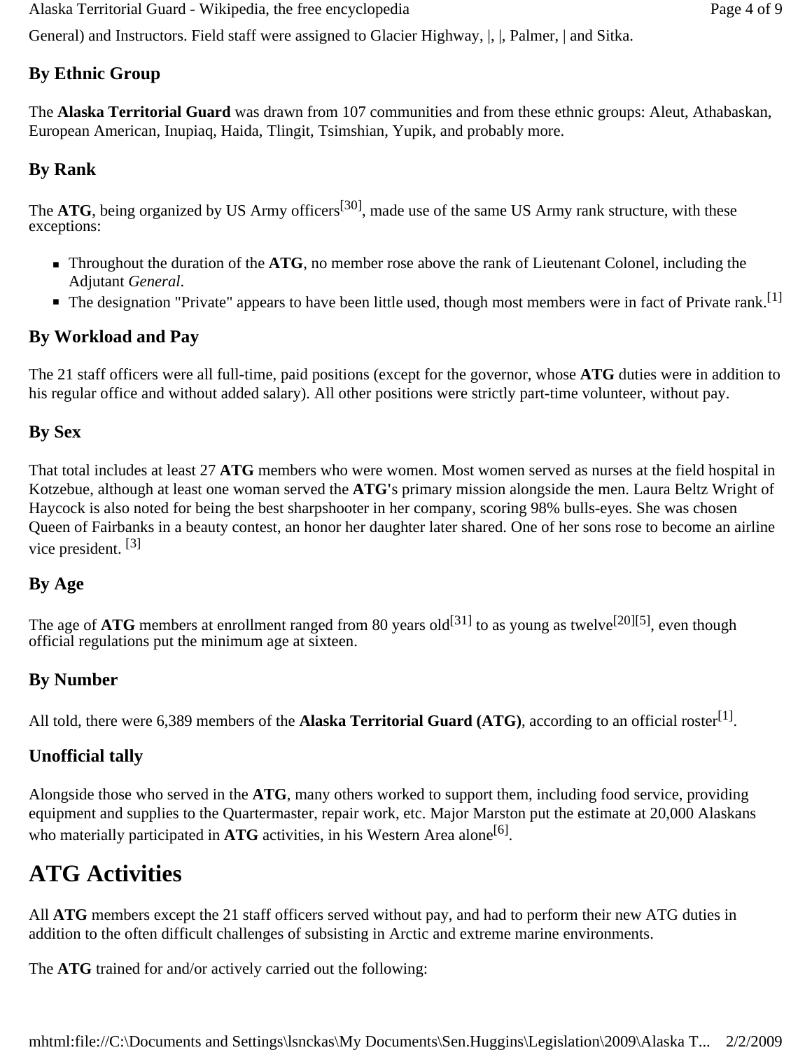General) and Instructors. Field staff were assigned to Glacier Highway, |, |, Palmer, | and Sitka.

### By Ethnic Group

The **Alaska Territorial Guard** was drawn from 107 communities and from these ethnic groups: Aleut, Athabaskan, European American, Inupiaq, Haida, Tlingit, Tsimshian, Yupik, and probably more.

### By Rank

The **ATG**, being organized by US Army officers[30], made use of the same US Army rank structure, with these exceptions:

- Throughout the duration of the **ATG**, no member rose above the rank of Lieutenant Colonel, including the Adjutant *General*.
- The designation "Private" appears to have been little used, though most members were in fact of Private rank.[1]

### By Workload and Pay

The 21 staff officers were all full-time, paid positions (except for the governor, whose **ATG** duties were in addition to his regular office and without added salary). All other positions were strictly part-time volunteer, without pay.

### By Sex

That total includes at least 27 **ATG** members who were women. Most women served as nurses at the field hospital in Kotzebue, although at least one woman served the **ATG**'s primary mission alongside the men. Laura Beltz Wright of Haycock is also noted for being the best sharpshooter in her company, scoring 98% bulls-eyes. She was chosen Queen of Fairbanks in a beauty contest, an honor her daughter later shared. One of her sons rose to become an airline vice president. [3]

### By Age

The age of **ATG** members at enrollment ranged from 80 years old[31] to as young as twelve[20][5], even though official regulations put the minimum age at sixteen.

### By Number

All told, there were 6,389 members of the **Alaska Territorial Guard (ATG)**, according to an official roster[1].

### Unofficial tally

Alongside those who served in the **ATG**, many others worked to support them, including food service, providing equipment and supplies to the Quartermaster, repair work, etc. Major Marston put the estimate at 20,000 Alaskans who materially participated in **ATG** activities, in his Western Area alone[6].

## ATG Activities

All **ATG** members except the 21 staff officers served without pay, and had to perform their new ATG duties in addition to the often difficult challenges of subsisting in Arctic and extreme marine environments.

The **ATG** trained for and/or actively carried out the following: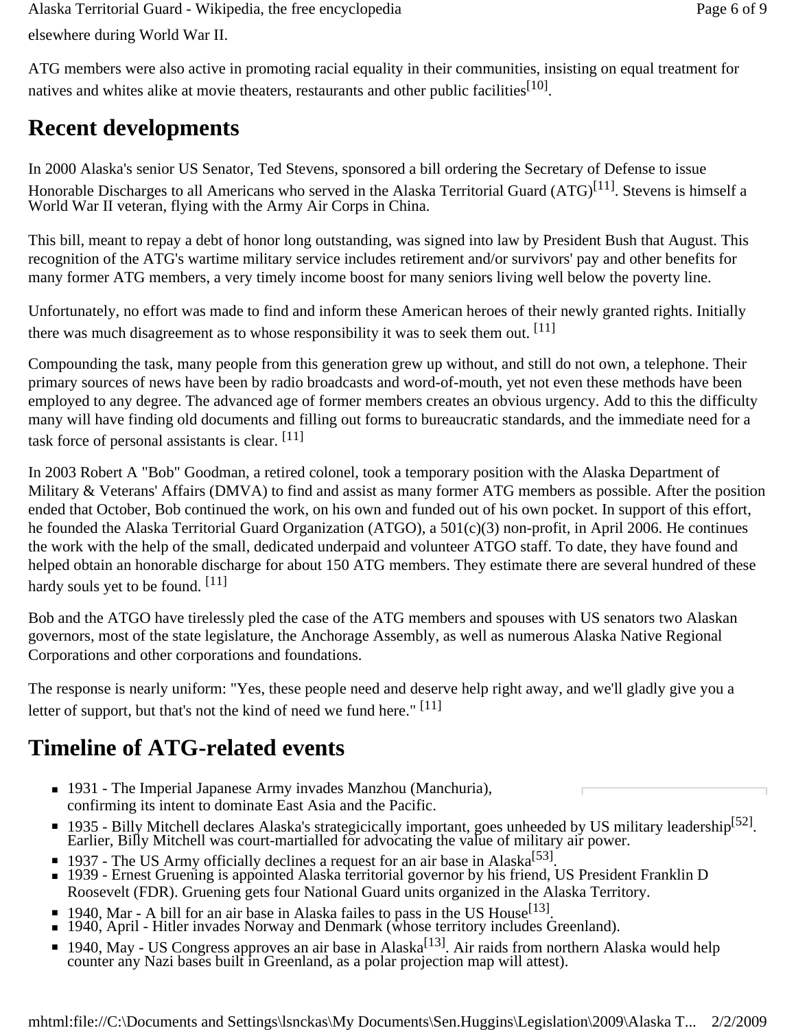elsewhere during World War II.

ATG members were also active in promoting racial equality in their communities, insisting on equal treatment for natives and whites alike at movie theaters, restaurants and other public facilities[10].

## Recent developments

In 2000 Alaska's senior US Senator, Ted Stevens, sponsored a bill ordering the Secretary of Defense to issue Honorable Discharges to all Americans who served in the Alaska Territorial Guard (ATG)[11]. Stevens is himself a World War II veteran, flying with the Army Air Corps in China.

This bill, meant to repay a debt of honor long outstanding, was signed into law by President Bush that August. This recognition of the ATG's wartime military service includes retirement and/or survivors' pay and other benefits for many former ATG members, a very timely income boost for many seniors living well below the poverty line.

Unfortunately, no effort was made to find and inform these American heroes of their newly granted rights. Initially there was much disagreement as to whose responsibility it was to seek them out. [11]

Compounding the task, many people from this generation grew up without, and still do not own, a telephone. Their primary sources of news have been by radio broadcasts and word-of-mouth, yet not even these methods have been employed to any degree. The advanced age of former members creates an obvious urgency. Add to this the difficulty many will have finding old documents and filling out forms to bureaucratic standards, and the immediate need for a task force of personal assistants is clear. [11]

In 2003 Robert A "Bob" Goodman, a retired colonel, took a temporary position with the Alaska Department of Military & Veterans' Affairs (DMVA) to find and assist as many former ATG members as possible. After the position ended that October, Bob continued the work, on his own and funded out of his own pocket. In support of this effort, he founded the Alaska Territorial Guard Organization (ATGO), a 501(c)(3) non-profit, in April 2006. He continues the work with the help of the small, dedicated underpaid and volunteer ATGO staff. To date, they have found and helped obtain an honorable discharge for about 150 ATG members. They estimate there are several hundred of these hardy souls yet to be found. [11]

Bob and the ATGO have tirelessly pled the case of the ATG members and spouses with US senators two Alaskan governors, most of the state legislature, the Anchorage Assembly, as well as numerous Alaska Native Regional Corporations and other corporations and foundations.

The response is nearly uniform: "Yes, these people need and deserve help right away, and we'll gladly give you a letter of support, but that's not the kind of need we fund here." [11]

## Timeline of ATG-related events

- 1931 - The Imperial Japanese Army invades Manzhou (Manchuria), confirming its intent to dominate East Asia and the Pacific.
- 1935 - Billy Mitchell declares Alaska's strategicically important, goes unheeded by US military leadership[52]. Earlier, Billy Mitchell was court-martialled for advocating the value of military air power.
- 1937 - The US Army officially declines a request for an air base in Alaska[53].
- 1939 - Ernest Gruening is appointed Alaska territorial governor by his friend, US President Franklin D Roosevelt (FDR). Gruening gets four National Guard units organized in the Alaska Territory.
- 1940, Mar - A bill for an air base in Alaska failes to pass in the US House[13].
- 1940, April - Hitler invades Norway and Denmark (whose territory includes Greenland).
- 1940, May - US Congress approves an air base in Alaska[13]. Air raids from northern Alaska would help counter any Nazi bases built in Greenland, as a polar projection map will attest).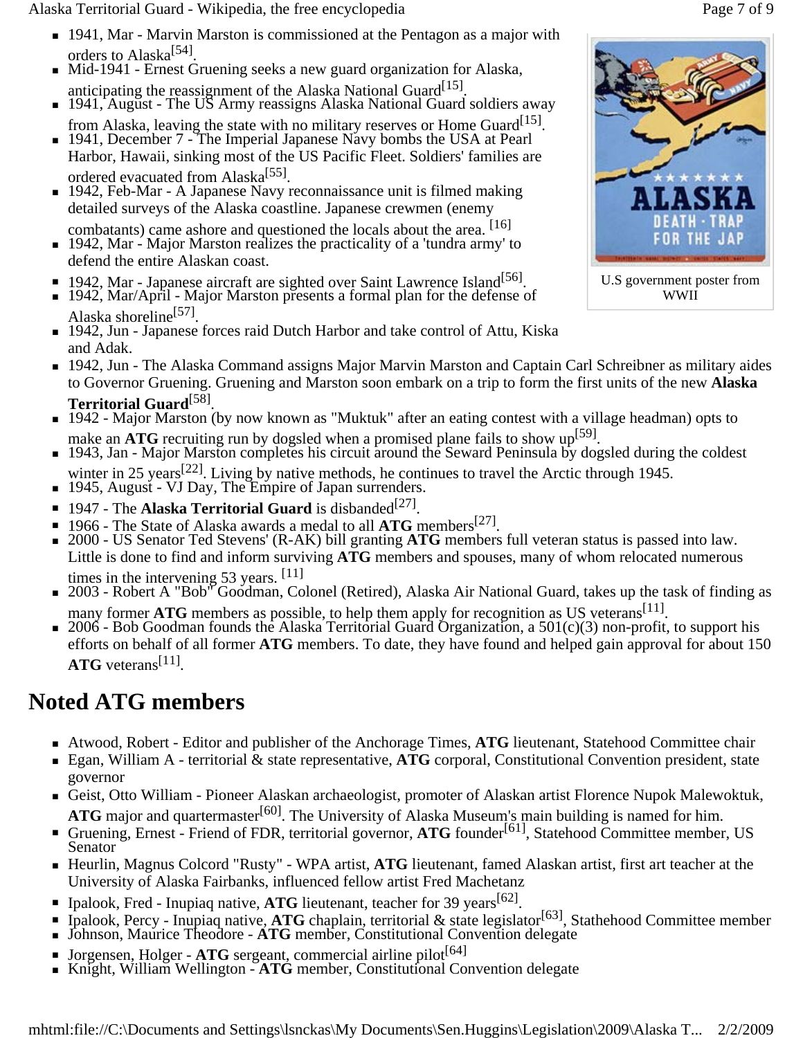- 1941, Mar - Marvin Marston is commissioned at the Pentagon as a major with orders to Alaska[54].
- Mid-1941 - Ernest Gruening seeks a new guard organization for Alaska, anticipating the reassignment of the Alaska National Guard[15].
- 1941, August - The US Army reassigns Alaska National Guard soldiers away from Alaska, leaving the state with no military reserves or Home Guard[15].
- 1941, December 7 - The Imperial Japanese Navy bombs the USA at Pearl Harbor, Hawaii, sinking most of the US Pacific Fleet. Soldiers' families are ordered evacuated from Alaska[55].
- 1942, Feb-Mar - A Japanese Navy reconnaissance unit is filmed making detailed surveys of the Alaska coastline. Japanese crewmen (enemy combatants) came ashore and questioned the locals about the area. [16]
- 1942, Mar - Major Marston realizes the practicality of a 'tundra army' to defend the entire Alaskan coast.
- 1942, Mar - Japanese aircraft are sighted over Saint Lawrence Island[56].
- 1942, Mar/April - Major Marston presents a formal plan for the defense of Alaska shoreline[57].
- 1942, Jun - Japanese forces raid Dutch Harbor and take control of Attu, Kiska and Adak.
- 1942, Jun - The Alaska Command assigns Major Marvin Marston and Captain Carl Schreibner as military aides to Governor Gruening. Gruening and Marston soon embark on a trip to form the first units of the new **Alaska Territorial Guard**[58].
- 1942 - Major Marston (by now known as "Muktuk" after an eating contest with a village headman) opts to make an **ATG** recruiting run by dogsled when a promised plane fails to show up[59].
- 1943, Jan - Major Marston completes his circuit around the Seward Peninsula by dogsled during the coldest winter in 25 years[22]. Living by native methods, he continues to travel the Arctic through 1945.
- 1945, August - VJ Day, The Empire of Japan surrenders.
- 1947 - The **Alaska Territorial Guard** is disbanded[27].
- 1966 - The State of Alaska awards a medal to all **ATG** members[27].
- 2000 - US Senator Ted Stevens' (R-AK) bill granting **ATG** members full veteran status is passed into law. Little is done to find and inform surviving **ATG** members and spouses, many of whom relocated numerous times in the intervening 53 years. [11]
- 2003 - Robert A "Bob" Goodman, Colonel (Retired), Alaska Air National Guard, takes up the task of finding as many former **ATG** members as possible, to help them apply for recognition as US veterans[11].
- 2006 - Bob Goodman founds the Alaska Territorial Guard Organization, a 501(c)(3) non-profit, to support his efforts on behalf of all former **ATG** members. To date, they have found and helped gain approval for about 150 **ATG** veterans[11].

U.S government poster from WWII

## Noted ATG members

- Atwood, Robert - Editor and publisher of the Anchorage Times, **ATG** lieutenant, Statehood Committee chair
- Egan, William A - territorial & state representative, **ATG** corporal, Constitutional Convention president, state governor
- Geist, Otto William - Pioneer Alaskan archaeologist, promoter of Alaskan artist Florence Nupok Malewoktuk, **ATG** major and quartermaster[60]. The University of Alaska Museum's main building is named for him.
- Gruening, Ernest - Friend of FDR, territorial governor, **ATG** founder[61], Statehood Committee member, US Senator
- Heurlin, Magnus Colcord "Rusty" - WPA artist, **ATG** lieutenant, famed Alaskan artist, first art teacher at the University of Alaska Fairbanks, influenced fellow artist Fred Machetanz
- Ipalook, Fred - Inupiaq native, **ATG** lieutenant, teacher for 39 years[62].
- Ipalook, Percy - Inupiaq native, **ATG** chaplain, territorial & state legislator[63], Stathehood Committee member
- Johnson, Maurice Theodore - **ATG** member, Constitutional Convention delegate
- Jorgensen, Holger - **ATG** sergeant, commercial airline pilot[64]
- Knight, William Wellington - **ATG** member, Constitutional Convention delegate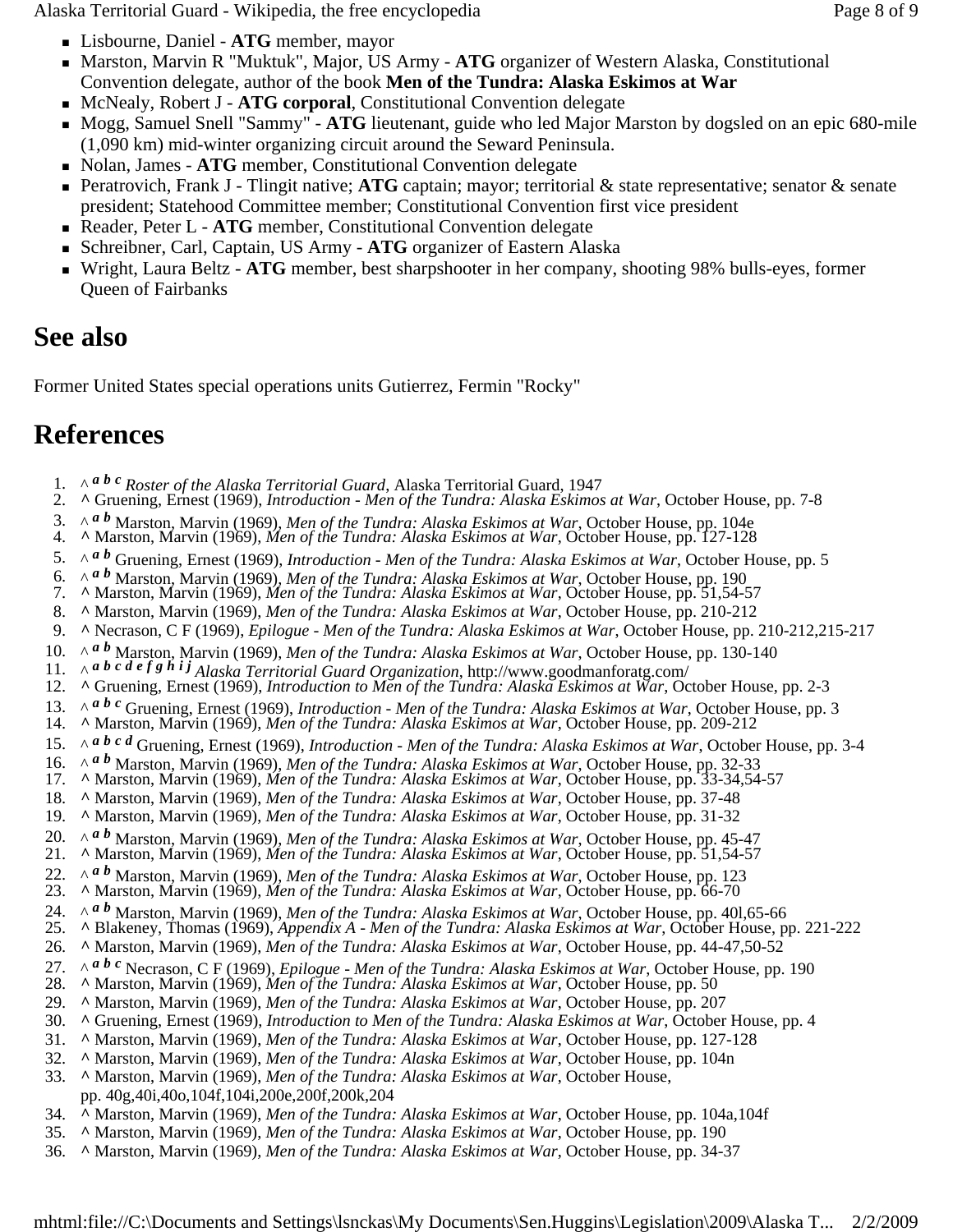- Lisbourne, Daniel - **ATG** member, mayor
- Marston, Marvin R "Muktuk", Major, US Army - **ATG** organizer of Western Alaska, Constitutional Convention delegate, author of the book **Men of the Tundra: Alaska Eskimos at War**
- McNealy, Robert J - **ATG corporal**, Constitutional Convention delegate
- Mogg, Samuel Snell "Sammy" - **ATG** lieutenant, guide who led Major Marston by dogsled on an epic 680-mile (1,090 km) mid-winter organizing circuit around the Seward Peninsula.
- Nolan, James - **ATG** member, Constitutional Convention delegate
- Peratrovich, Frank J - Tlingit native; **ATG** captain; mayor; territorial & state representative; senator & senate president; Statehood Committee member; Constitutional Convention first vice president
- Reader, Peter L - **ATG** member, Constitutional Convention delegate
- Schreibner, Carl, Captain, US Army - **ATG** organizer of Eastern Alaska
- Wright, Laura Beltz - **ATG** member, best sharpshooter in her company, shooting 98% bulls-eyes, former Queen of Fairbanks

## See also

Former United States special operations units Gutierrez, Fermin "Rocky"

## References

1. ^ ***a b c*** *Roster of the Alaska Territorial Guard*, Alaska Territorial Guard, 1947
2. **^** Gruening, Ernest (1969), *Introduction - Men of the Tundra: Alaska Eskimos at War*, October House, pp. 7-8
3. ^ ***a b*** Marston, Marvin (1969), *Men of the Tundra: Alaska Eskimos at War*, October House, pp. 104e
4. **^** Marston, Marvin (1969), *Men of the Tundra: Alaska Eskimos at War*, October House, pp. 127-128
5. ^ ***a b*** Gruening, Ernest (1969), *Introduction - Men of the Tundra: Alaska Eskimos at War*, October House, pp. 5
6. ^ ***a b*** Marston, Marvin (1969), *Men of the Tundra: Alaska Eskimos at War*, October House, pp. 190
7. **^** Marston, Marvin (1969), *Men of the Tundra: Alaska Eskimos at War*, October House, pp. 51,54-57
8. **^** Marston, Marvin (1969), *Men of the Tundra: Alaska Eskimos at War*, October House, pp. 210-212
9. **^** Necrason, C F (1969), *Epilogue - Men of the Tundra: Alaska Eskimos at War*, October House, pp. 210-212,215-217
10. ^ ***a b*** Marston, Marvin (1969), *Men of the Tundra: Alaska Eskimos at War*, October House, pp. 130-140
11. ^ ***a b c d e f g h i j*** *Alaska Territorial Guard Organization*, http://www.goodmanforatg.com/
12. **^** Gruening, Ernest (1969), *Introduction to Men of the Tundra: Alaska Eskimos at War*, October House, pp. 2-3
13. ^ ***a b c*** Gruening, Ernest (1969), *Introduction - Men of the Tundra: Alaska Eskimos at War*, October House, pp. 3
14. **^** Marston, Marvin (1969), *Men of the Tundra: Alaska Eskimos at War*, October House, pp. 209-212
15. ^ ***a b c d*** Gruening, Ernest (1969), *Introduction - Men of the Tundra: Alaska Eskimos at War*, October House, pp. 3-4
16. ^ ***a b*** Marston, Marvin (1969), *Men of the Tundra: Alaska Eskimos at War*, October House, pp. 32-33
17. **^** Marston, Marvin (1969), *Men of the Tundra: Alaska Eskimos at War*, October House, pp. 33-34,54-57
18. **^** Marston, Marvin (1969), *Men of the Tundra: Alaska Eskimos at War*, October House, pp. 37-48
19. **^** Marston, Marvin (1969), *Men of the Tundra: Alaska Eskimos at War*, October House, pp. 31-32
20. ^ ***a b*** Marston, Marvin (1969), *Men of the Tundra: Alaska Eskimos at War*, October House, pp. 45-47
21. **^** Marston, Marvin (1969), *Men of the Tundra: Alaska Eskimos at War*, October House, pp. 51,54-57
22. ^ ***a b*** Marston, Marvin (1969), *Men of the Tundra: Alaska Eskimos at War*, October House, pp. 123
23. **^** Marston, Marvin (1969), *Men of the Tundra: Alaska Eskimos at War*, October House, pp. 66-70
24. ^ ***a b*** Marston, Marvin (1969), *Men of the Tundra: Alaska Eskimos at War*, October House, pp. 40l,65-66
25. **^** Blakeney, Thomas (1969), *Appendix A - Men of the Tundra: Alaska Eskimos at War*, October House, pp. 221-222
26. **^** Marston, Marvin (1969), *Men of the Tundra: Alaska Eskimos at War*, October House, pp. 44-47,50-52
27. ^ ***a b c*** Necrason, C F (1969), *Epilogue - Men of the Tundra: Alaska Eskimos at War*, October House, pp. 190
28. **^** Marston, Marvin (1969), *Men of the Tundra: Alaska Eskimos at War*, October House, pp. 50
29. **^** Marston, Marvin (1969), *Men of the Tundra: Alaska Eskimos at War*, October House, pp. 207
30. **^** Gruening, Ernest (1969), *Introduction to Men of the Tundra: Alaska Eskimos at War*, October House, pp. 4
31. **^** Marston, Marvin (1969), *Men of the Tundra: Alaska Eskimos at War*, October House, pp. 127-128
32. **^** Marston, Marvin (1969), *Men of the Tundra: Alaska Eskimos at War*, October House, pp. 104n
33. **^** Marston, Marvin (1969), *Men of the Tundra: Alaska Eskimos at War*, October House, pp. 40g,40i,40o,104f,104i,200e,200f,200k,204
34. **^** Marston, Marvin (1969), *Men of the Tundra: Alaska Eskimos at War*, October House, pp. 104a,104f
35. **^** Marston, Marvin (1969), *Men of the Tundra: Alaska Eskimos at War*, October House, pp. 190
36. **^** Marston, Marvin (1969), *Men of the Tundra: Alaska Eskimos at War*, October House, pp. 34-37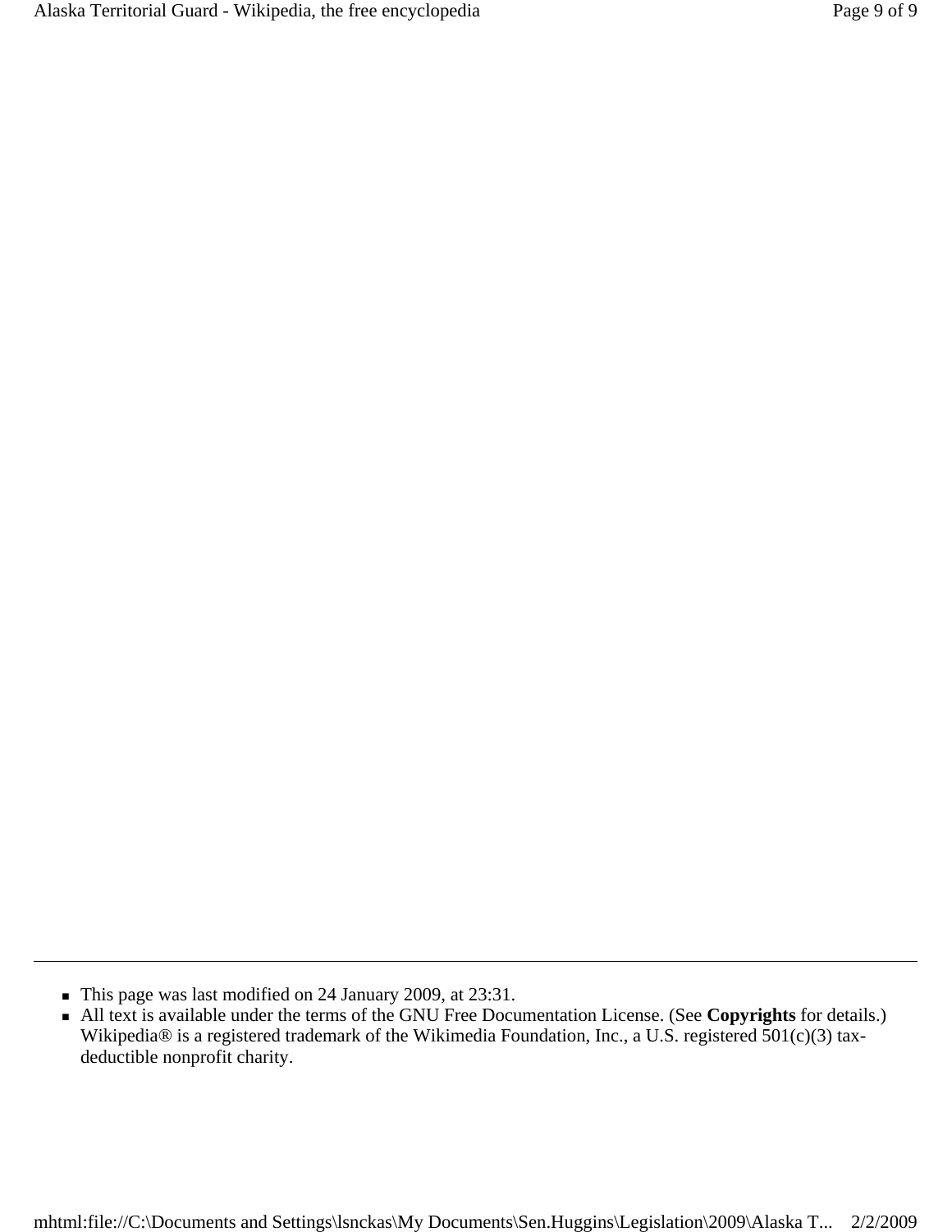---

- This page was last modified on 24 January 2009, at 23:31.
- All text is available under the terms of the GNU Free Documentation License. (See **Copyrights** for details.) Wikipedia® is a registered trademark of the Wikimedia Foundation, Inc., a U.S. registered 501(c)(3) tax-deductible nonprofit charity.